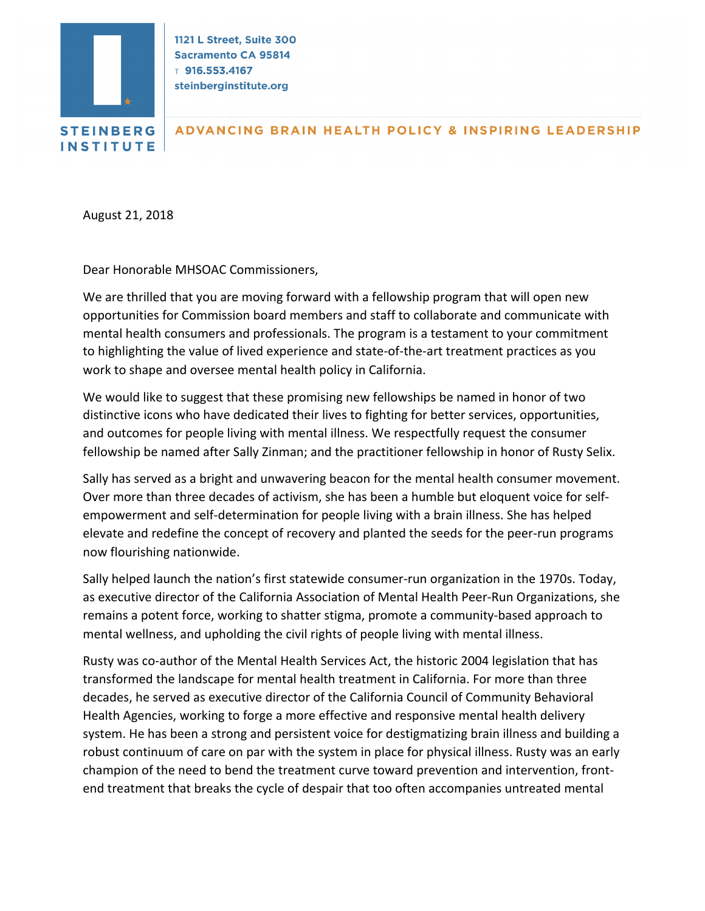**STEINBERG INSTITUTE**

1121 L Street, Suite 300
Sacramento CA 95814
T 916.553.4167
steinberginstitute.org

ADVANCING BRAIN HEALTH POLICY & INSPIRING LEADERSHIP

August 21, 2018

Dear Honorable MHSOAC Commissioners,

We are thrilled that you are moving forward with a fellowship program that will open new opportunities for Commission board members and staff to collaborate and communicate with mental health consumers and professionals. The program is a testament to your commitment to highlighting the value of lived experience and state-of-the-art treatment practices as you work to shape and oversee mental health policy in California.

We would like to suggest that these promising new fellowships be named in honor of two distinctive icons who have dedicated their lives to fighting for better services, opportunities, and outcomes for people living with mental illness. We respectfully request the consumer fellowship be named after Sally Zinman; and the practitioner fellowship in honor of Rusty Selix.

Sally has served as a bright and unwavering beacon for the mental health consumer movement. Over more than three decades of activism, she has been a humble but eloquent voice for self-empowerment and self-determination for people living with a brain illness. She has helped elevate and redefine the concept of recovery and planted the seeds for the peer-run programs now flourishing nationwide.

Sally helped launch the nation's first statewide consumer-run organization in the 1970s. Today, as executive director of the California Association of Mental Health Peer-Run Organizations, she remains a potent force, working to shatter stigma, promote a community-based approach to mental wellness, and upholding the civil rights of people living with mental illness.

Rusty was co-author of the Mental Health Services Act, the historic 2004 legislation that has transformed the landscape for mental health treatment in California. For more than three decades, he served as executive director of the California Council of Community Behavioral Health Agencies, working to forge a more effective and responsive mental health delivery system. He has been a strong and persistent voice for destigmatizing brain illness and building a robust continuum of care on par with the system in place for physical illness. Rusty was an early champion of the need to bend the treatment curve toward prevention and intervention, front-end treatment that breaks the cycle of despair that too often accompanies untreated mental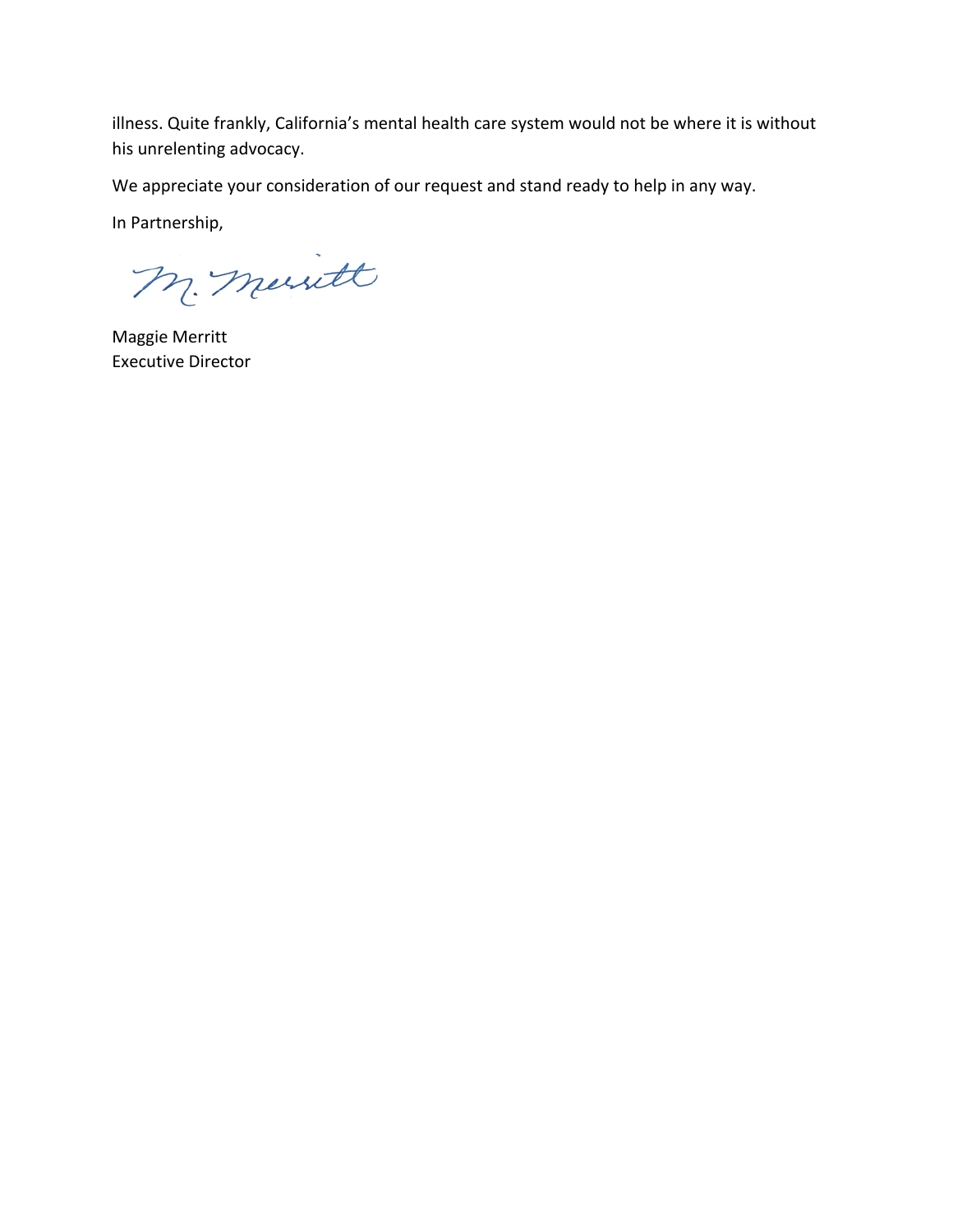illness. Quite frankly, California's mental health care system would not be where it is without his unrelenting advocacy.

We appreciate your consideration of our request and stand ready to help in any way.

In Partnership,

M. Merritt

Maggie Merritt
Executive Director